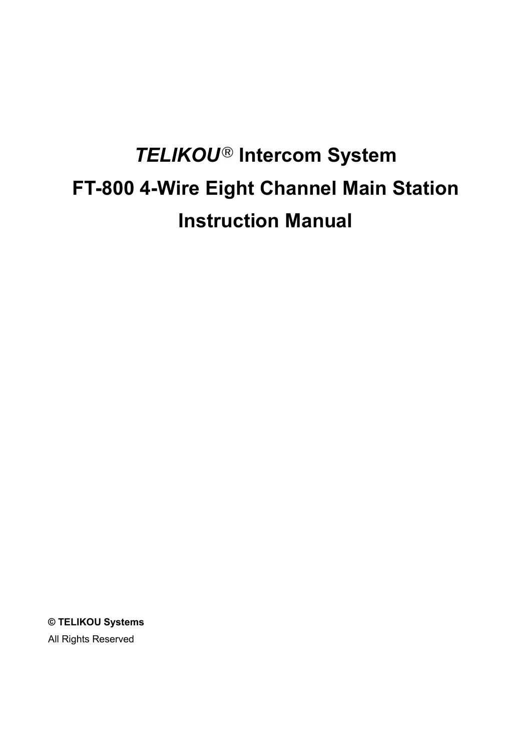# *TELIKOU*® Intercom System

# FT-800 4-Wire Eight Channel Main Station

# Instruction Manual

**© TELIKOU Systems**

All Rights Reserved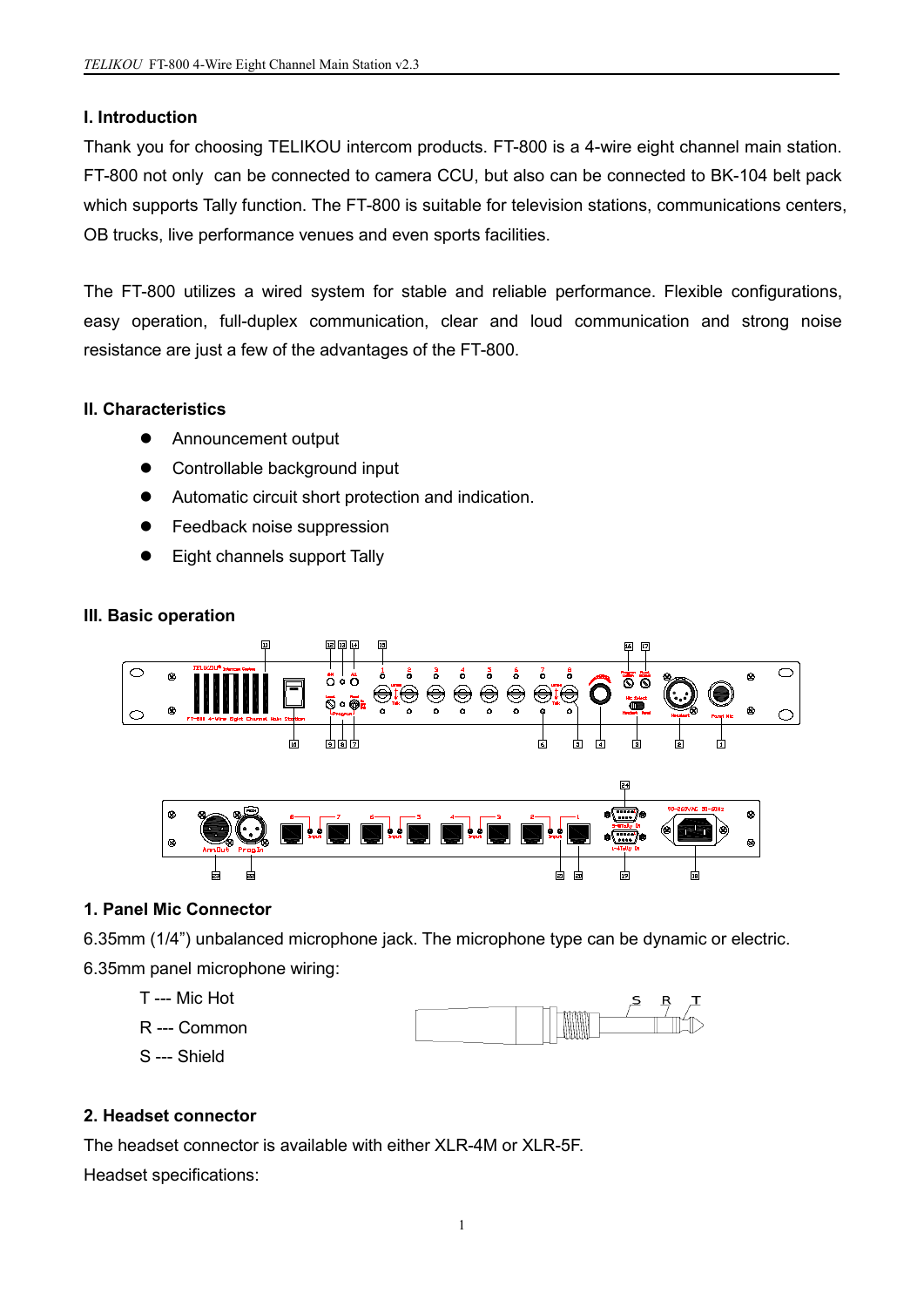## I. Introduction

Thank you for choosing TELIKOU intercom products. FT-800 is a 4-wire eight channel main station. FT-800 not only can be connected to camera CCU, but also can be connected to BK-104 belt pack which supports Tally function. The FT-800 is suitable for television stations, communications centers, OB trucks, live performance venues and even sports facilities.

The FT-800 utilizes a wired system for stable and reliable performance. Flexible configurations, easy operation, full-duplex communication, clear and loud communication and strong noise resistance are just a few of the advantages of the FT-800.

## II. Characteristics

- Announcement output
- Controllable background input
- Automatic circuit short protection and indication.
- Feedback noise suppression
- Eight channels support Tally

## III. Basic operation

### 1. Panel Mic Connector

6.35mm (1/4") unbalanced microphone jack. The microphone type can be dynamic or electric.

6.35mm panel microphone wiring:

T --- Mic Hot

R --- Common

S --- Shield

### 2. Headset connector

The headset connector is available with either XLR-4M or XLR-5F.

Headset specifications: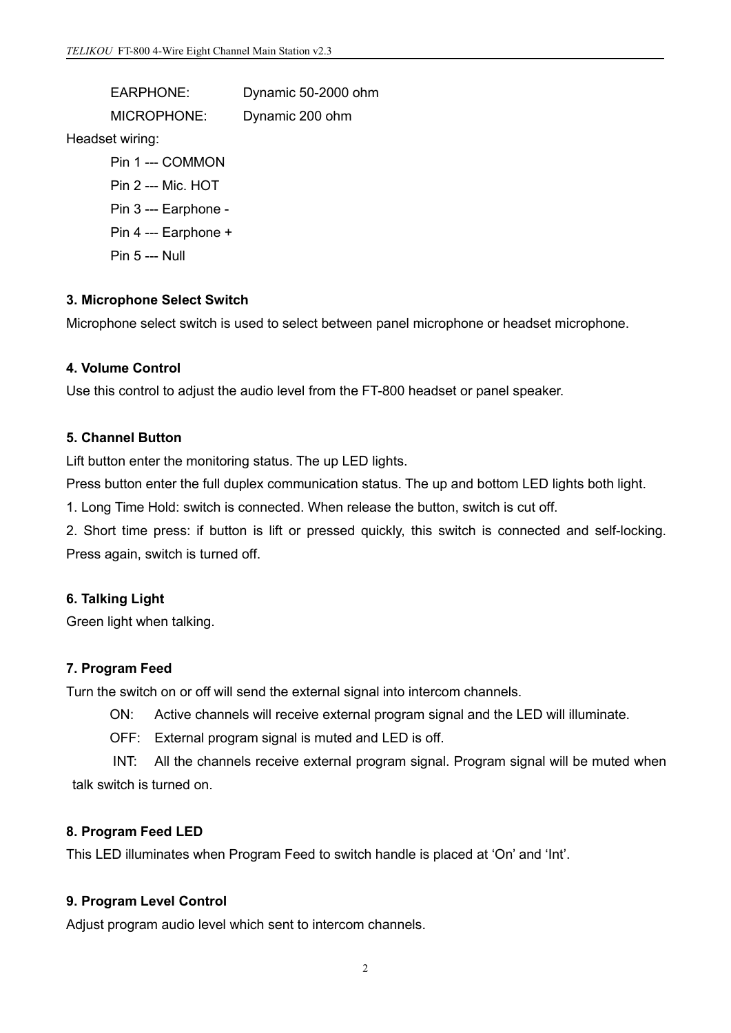EARPHONE: Dynamic 50-2000 ohm

MICROPHONE: Dynamic 200 ohm

Headset wiring:

Pin 1 --- COMMON

Pin 2 --- Mic. HOT

Pin 3 --- Earphone -

Pin 4 --- Earphone +

Pin 5 --- Null

**3. Microphone Select Switch**

Microphone select switch is used to select between panel microphone or headset microphone.

**4. Volume Control**

Use this control to adjust the audio level from the FT-800 headset or panel speaker.

**5. Channel Button**

Lift button enter the monitoring status. The up LED lights.

Press button enter the full duplex communication status. The up and bottom LED lights both light.

1. Long Time Hold: switch is connected. When release the button, switch is cut off.

2. Short time press: if button is lift or pressed quickly, this switch is connected and self-locking. Press again, switch is turned off.

**6. Talking Light**

Green light when talking.

**7. Program Feed**

Turn the switch on or off will send the external signal into intercom channels.

ON: Active channels will receive external program signal and the LED will illuminate.

OFF: External program signal is muted and LED is off.

INT: All the channels receive external program signal. Program signal will be muted when talk switch is turned on.

**8. Program Feed LED**

This LED illuminates when Program Feed to switch handle is placed at 'On' and 'Int'.

**9. Program Level Control**

Adjust program audio level which sent to intercom channels.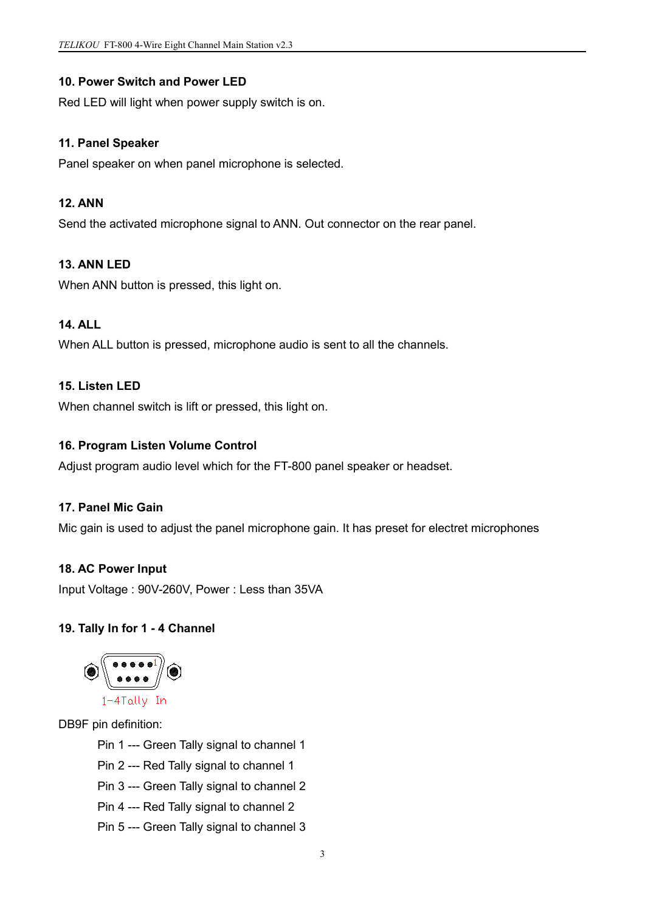### 10. Power Switch and Power LED

Red LED will light when power supply switch is on.

### 11. Panel Speaker

Panel speaker on when panel microphone is selected.

### 12. ANN

Send the activated microphone signal to ANN. Out connector on the rear panel.

### 13. ANN LED

When ANN button is pressed, this light on.

### 14. ALL

When ALL button is pressed, microphone audio is sent to all the channels.

### 15. Listen LED

When channel switch is lift or pressed, this light on.

### 16. Program Listen Volume Control

Adjust program audio level which for the FT-800 panel speaker or headset.

### 17. Panel Mic Gain

Mic gain is used to adjust the panel microphone gain. It has preset for electret microphones

### 18. AC Power Input

Input Voltage : 90V-260V, Power : Less than 35VA

### 19. Tally In for 1 - 4 Channel

1-4Tally In

DB9F pin definition:

Pin 1 --- Green Tally signal to channel 1

Pin 2 --- Red Tally signal to channel 1

Pin 3 --- Green Tally signal to channel 2

Pin 4 --- Red Tally signal to channel 2

Pin 5 --- Green Tally signal to channel 3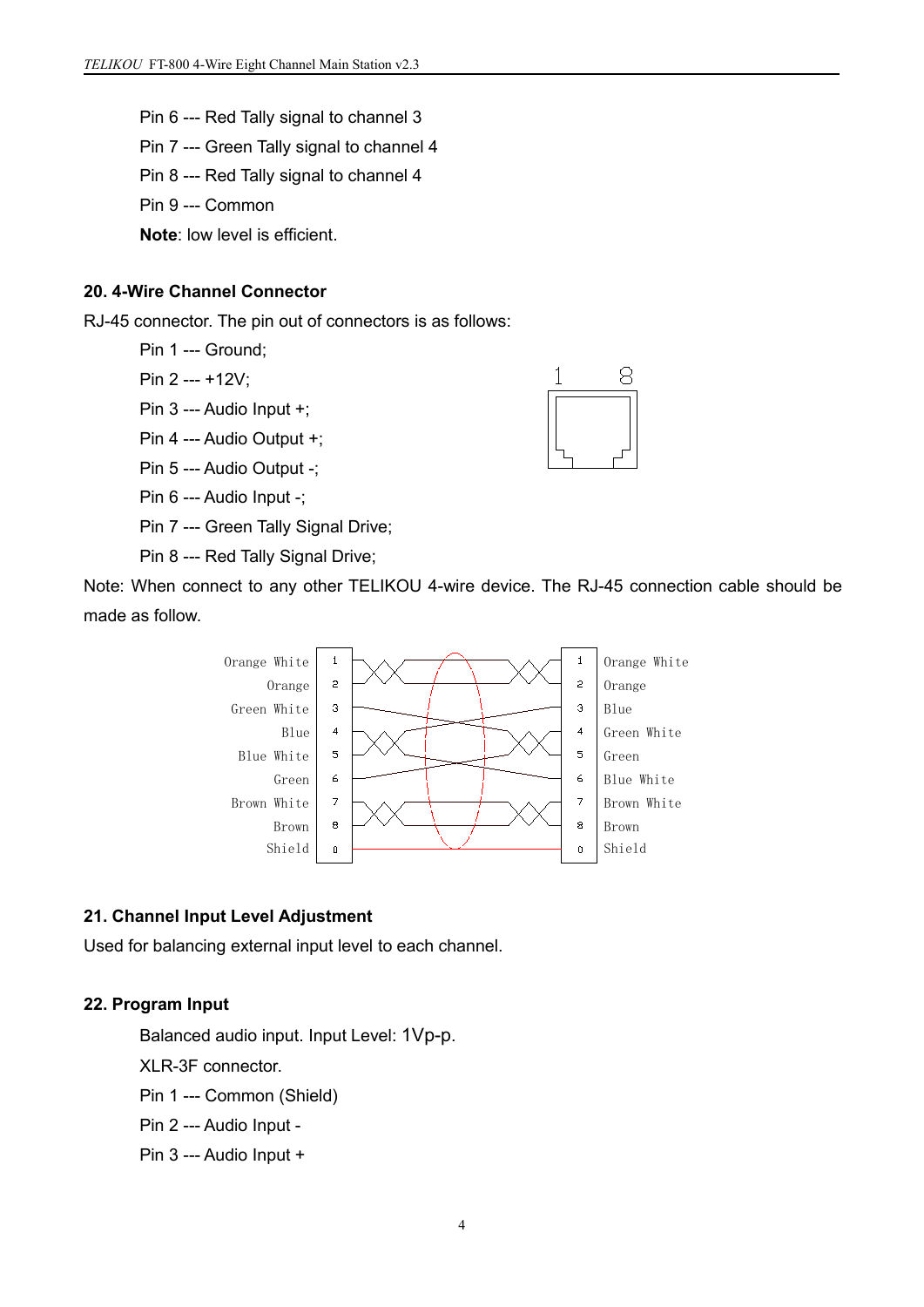Pin 6 --- Red Tally signal to channel 3

Pin 7 --- Green Tally signal to channel 4

Pin 8 --- Red Tally signal to channel 4

Pin 9 --- Common

**Note**: low level is efficient.

## 20. 4-Wire Channel Connector

RJ-45 connector. The pin out of connectors is as follows:

Pin 1 --- Ground;

Pin 2 --- +12V;

Pin 3 --- Audio Input +;

Pin 4 --- Audio Output +;

Pin 5 --- Audio Output -;

Pin 6 --- Audio Input -;

Pin 7 --- Green Tally Signal Drive;

Pin 8 --- Red Tally Signal Drive;

Note: When connect to any other TELIKOU 4-wire device. The RJ-45 connection cable should be made as follow.

| Wire | Pin | Pin | Wire |
|---|---|---|---|
| Orange White | 1 | 1 | Orange White |
| Orange | 2 | 2 | Orange |
| Green White | 3 | 3 | Blue |
| Blue | 4 | 4 | Green White |
| Blue White | 5 | 5 | Green |
| Green | 6 | 6 | Blue White |
| Brown White | 7 | 7 | Brown White |
| Brown | 8 | 8 | Brown |
| Shield | 0 | 0 | Shield |

## 21. Channel Input Level Adjustment

Used for balancing external input level to each channel.

## 22. Program Input

Balanced audio input. Input Level: 1Vp-p.

XLR-3F connector.

Pin 1 --- Common (Shield)

Pin 2 --- Audio Input -

Pin 3 --- Audio Input +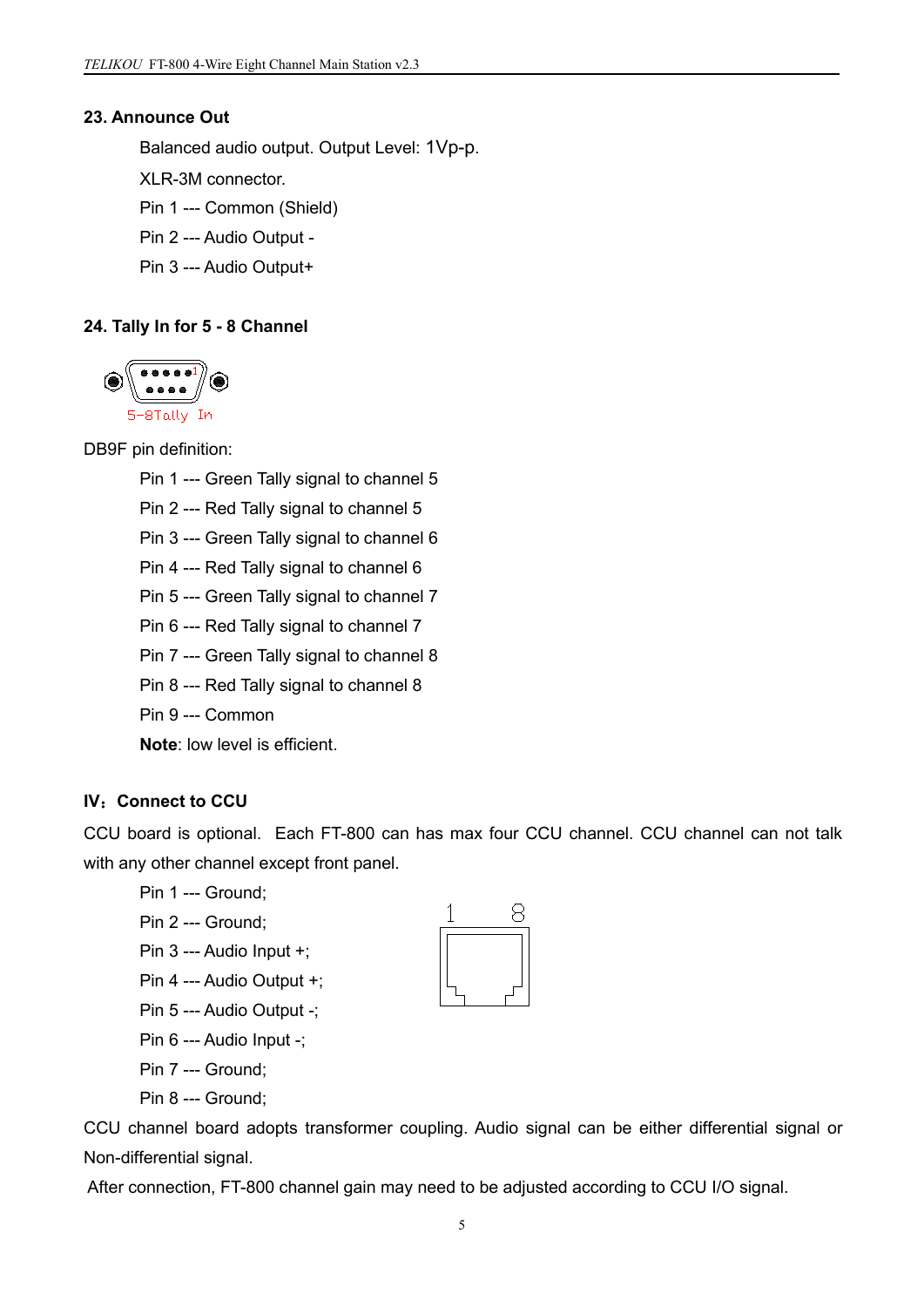### 23. Announce Out

Balanced audio output. Output Level: 1Vp-p.

XLR-3M connector.

Pin 1 --- Common (Shield)

Pin 2 --- Audio Output -

Pin 3 --- Audio Output+

### 24. Tally In for 5 - 8 Channel

5-8Tally In

DB9F pin definition:

Pin 1 --- Green Tally signal to channel 5

Pin 2 --- Red Tally signal to channel 5

Pin 3 --- Green Tally signal to channel 6

Pin 4 --- Red Tally signal to channel 6

Pin 5 --- Green Tally signal to channel 7

Pin 6 --- Red Tally signal to channel 7

Pin 7 --- Green Tally signal to channel 8

Pin 8 --- Red Tally signal to channel 8

Pin 9 --- Common

**Note**: low level is efficient.

### IV：Connect to CCU

CCU board is optional. Each FT-800 can has max four CCU channel. CCU channel can not talk with any other channel except front panel.

Pin 1 --- Ground;

Pin 2 --- Ground;

Pin 3 --- Audio Input +;

Pin 4 --- Audio Output +;

Pin 5 --- Audio Output -;

Pin 6 --- Audio Input -;

Pin 7 --- Ground;

Pin 8 --- Ground;

CCU channel board adopts transformer coupling. Audio signal can be either differential signal or Non-differential signal.

After connection, FT-800 channel gain may need to be adjusted according to CCU I/O signal.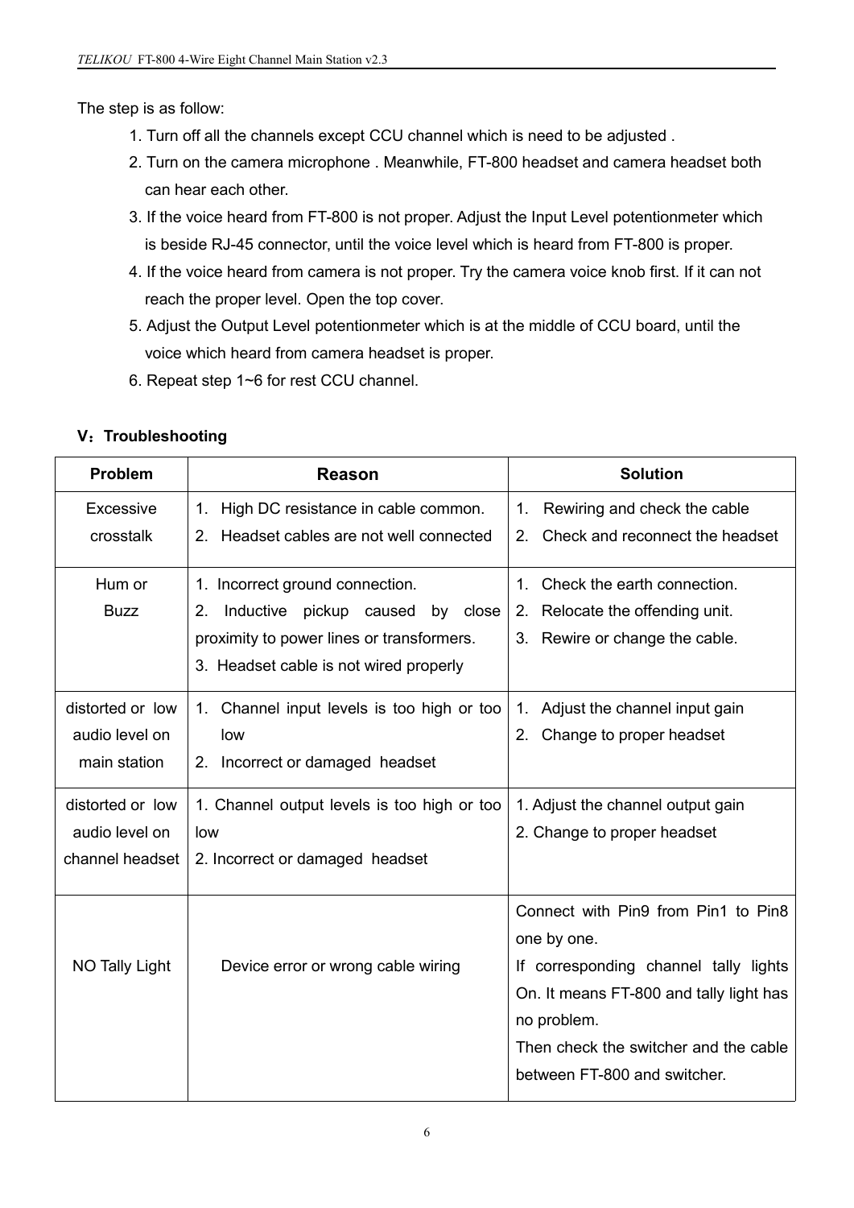The step is as follow:

1. Turn off all the channels except CCU channel which is need to be adjusted .
2. Turn on the camera microphone . Meanwhile, FT-800 headset and camera headset both can hear each other.
3. If the voice heard from FT-800 is not proper. Adjust the Input Level potentionmeter which is beside RJ-45 connector, until the voice level which is heard from FT-800 is proper.
4. If the voice heard from camera is not proper. Try the camera voice knob first. If it can not reach the proper level. Open the top cover.
5. Adjust the Output Level potentionmeter which is at the middle of CCU board, until the voice which heard from camera headset is proper.
6. Repeat step 1~6 for rest CCU channel.

**V：Troubleshooting**

| Problem | Reason | Solution |
|---|---|---|
| Excessive crosstalk | 1. High DC resistance in cable common.<br>2. Headset cables are not well connected | 1. Rewiring and check the cable<br>2. Check and reconnect the headset |
| Hum or Buzz | 1. Incorrect ground connection.<br>2. Inductive pickup caused by close proximity to power lines or transformers.<br>3. Headset cable is not wired properly | 1. Check the earth connection.<br>2. Relocate the offending unit.<br>3. Rewire or change the cable. |
| distorted or low audio level on main station | 1. Channel input levels is too high or too low<br>2. Incorrect or damaged headset | 1. Adjust the channel input gain<br>2. Change to proper headset |
| distorted or low audio level on channel headset | 1. Channel output levels is too high or too low<br>2. Incorrect or damaged headset | 1. Adjust the channel output gain<br>2. Change to proper headset |
| NO Tally Light | Device error or wrong cable wiring | Connect with Pin9 from Pin1 to Pin8 one by one.<br>If corresponding channel tally lights On. It means FT-800 and tally light has no problem.<br>Then check the switcher and the cable between FT-800 and switcher. |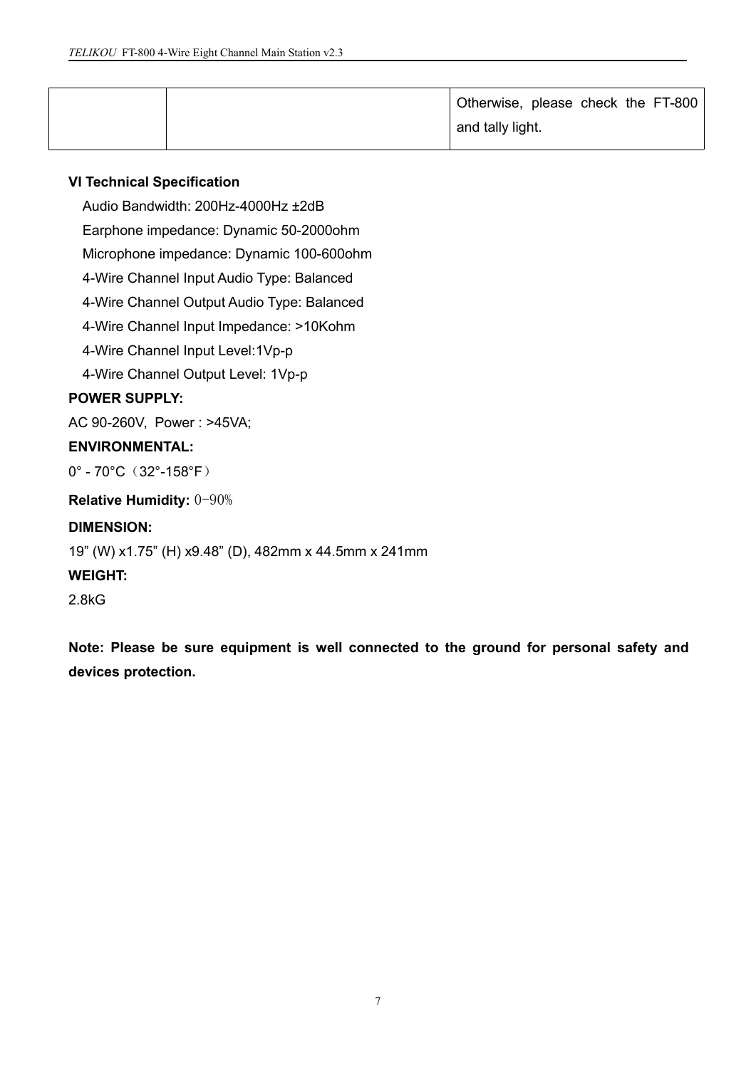| | | |
|---|---|---|
| | | Otherwise, please check the FT-800 and tally light. |

**VI Technical Specification**

Audio Bandwidth: 200Hz-4000Hz ±2dB

Earphone impedance: Dynamic 50-2000ohm

Microphone impedance: Dynamic 100-600ohm

4-Wire Channel Input Audio Type: Balanced

4-Wire Channel Output Audio Type: Balanced

4-Wire Channel Input Impedance: >10Kohm

4-Wire Channel Input Level:1Vp-p

4-Wire Channel Output Level: 1Vp-p

**POWER SUPPLY:**

AC 90-260V, Power : >45VA;

**ENVIRONMENTAL:**

0° - 70°C（32°-158°F）

**Relative Humidity:** 0-90%

**DIMENSION:**

19” (W) x1.75” (H) x9.48” (D), 482mm x 44.5mm x 241mm

**WEIGHT:**

2.8kG

**Note: Please be sure equipment is well connected to the ground for personal safety and devices protection.**